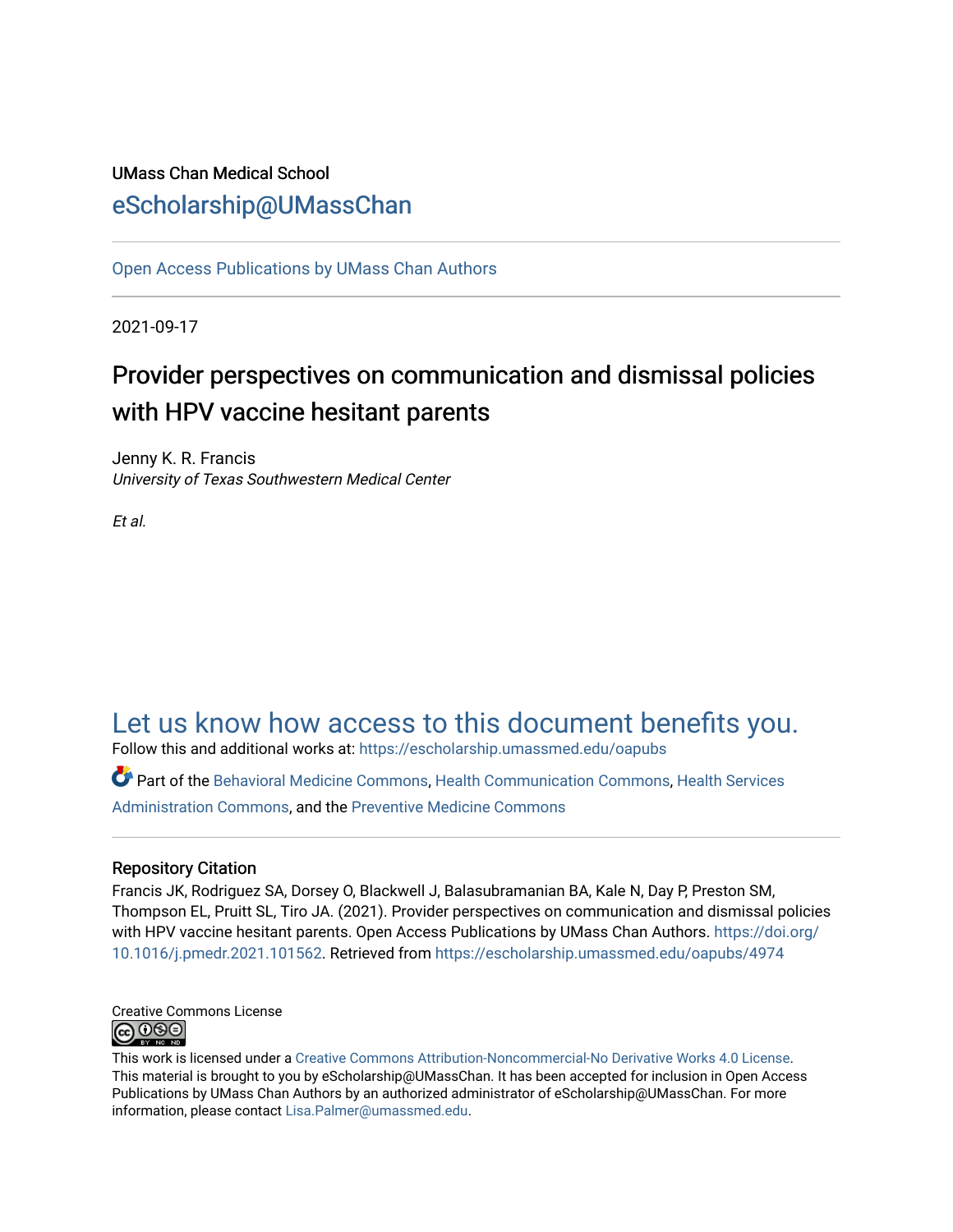UMass Chan Medical School

eScholarship@UMassChan

Open Access Publications by UMass Chan Authors

2021-09-17

# Provider perspectives on communication and dismissal policies with HPV vaccine hesitant parents

Jenny K. R. Francis
*University of Texas Southwestern Medical Center*

*Et al.*

Let us know how access to this document benefits you.

Follow this and additional works at: https://escholarship.umassmed.edu/oapubs

Part of the Behavioral Medicine Commons, Health Communication Commons, Health Services Administration Commons, and the Preventive Medicine Commons

## Repository Citation

Francis JK, Rodriguez SA, Dorsey O, Blackwell J, Balasubramanian BA, Kale N, Day P, Preston SM, Thompson EL, Pruitt SL, Tiro JA. (2021). Provider perspectives on communication and dismissal policies with HPV vaccine hesitant parents. Open Access Publications by UMass Chan Authors. https://doi.org/10.1016/j.pmedr.2021.101562. Retrieved from https://escholarship.umassmed.edu/oapubs/4974

Creative Commons License

This work is licensed under a Creative Commons Attribution-Noncommercial-No Derivative Works 4.0 License. This material is brought to you by eScholarship@UMassChan. It has been accepted for inclusion in Open Access Publications by UMass Chan Authors by an authorized administrator of eScholarship@UMassChan. For more information, please contact Lisa.Palmer@umassmed.edu.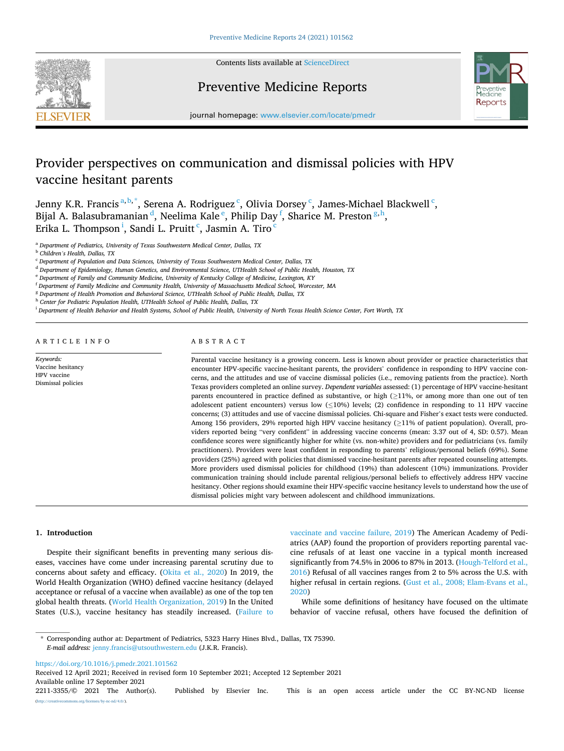Provider perspectives on communication and dismissal policies with HPV vaccine hesitant parents

Jenny K.R. Francis[a,b,*], Serena A. Rodriguez[c], Olivia Dorsey[c], James-Michael Blackwell[c], Bijal A. Balasubramanian[d], Neelima Kale[e], Philip Day[f], Sharice M. Preston[g,h], Erika L. Thompson[i], Sandi L. Pruitt[c], Jasmin A. Tiro[c]

[a] Department of Pediatrics, University of Texas Southwestern Medical Center, Dallas, TX
[b] Children's Health, Dallas, TX
[c] Department of Population and Data Sciences, University of Texas Southwestern Medical Center, Dallas, TX
[d] Department of Epidemiology, Human Genetics, and Environmental Science, UTHealth School of Public Health, Houston, TX
[e] Department of Family and Community Medicine, University of Kentucky College of Medicine, Lexington, KY
[f] Department of Family Medicine and Community Health, University of Massachusetts Medical School, Worcester, MA
[g] Department of Health Promotion and Behavioral Science, UTHealth School of Public Health, Dallas, TX
[h] Center for Pediatric Population Health, UTHealth School of Public Health, Dallas, TX
[i] Department of Health Behavior and Health Systems, School of Public Health, University of North Texas Health Science Center, Fort Worth, TX

ARTICLE INFO

*Keywords:*
Vaccine hesitancy
HPV vaccine
Dismissal policies

ABSTRACT

Parental vaccine hesitancy is a growing concern. Less is known about provider or practice characteristics that encounter HPV-specific vaccine-hesitant parents, the providers' confidence in responding to HPV vaccine concerns, and the attitudes and use of vaccine dismissal policies (i.e., removing patients from the practice). North Texas providers completed an online survey. *Dependent variables* assessed: (1) percentage of HPV vaccine-hesitant parents encountered in practice defined as substantive, or high (≥11%, or among more than one out of ten adolescent patient encounters) versus low (≤10%) levels; (2) confidence in responding to 11 HPV vaccine concerns; (3) attitudes and use of vaccine dismissal policies. Chi-square and Fisher's exact tests were conducted. Among 156 providers, 29% reported high HPV vaccine hesitancy (≥11% of patient population). Overall, providers reported being "very confident" in addressing vaccine concerns (mean: 3.37 out of 4, SD: 0.57). Mean confidence scores were significantly higher for white (vs. non-white) providers and for pediatricians (vs. family practitioners). Providers were least confident in responding to parents' religious/personal beliefs (69%). Some providers (25%) agreed with policies that dismissed vaccine-hesitant parents after repeated counseling attempts. More providers used dismissal policies for childhood (19%) than adolescent (10%) immunizations. Provider communication training should include parental religious/personal beliefs to effectively address HPV vaccine hesitancy. Other regions should examine their HPV-specific vaccine hesitancy levels to understand how the use of dismissal policies might vary between adolescent and childhood immunizations.

## 1. Introduction

Despite their significant benefits in preventing many serious diseases, vaccines have come under increasing parental scrutiny due to concerns about safety and efficacy. (Okita et al., 2020) In 2019, the World Health Organization (WHO) defined vaccine hesitancy (delayed acceptance or refusal of a vaccine when available) as one of the top ten global health threats. (World Health Organization, 2019) In the United States (U.S.), vaccine hesitancy has steadily increased. (Failure to vaccinate and vaccine failure, 2019) The American Academy of Pediatrics (AAP) found the proportion of providers reporting parental vaccine refusals of at least one vaccine in a typical month increased significantly from 74.5% in 2006 to 87% in 2013. (Hough-Telford et al., 2016) Refusal of all vaccines ranges from 2 to 5% across the U.S. with higher refusal in certain regions. (Gust et al., 2008; Elam-Evans et al., 2020)

While some definitions of hesitancy have focused on the ultimate behavior of vaccine refusal, others have focused the definition of

* Corresponding author at: Department of Pediatrics, 5323 Harry Hines Blvd., Dallas, TX 75390.
*E-mail address:* jenny.francis@utsouthwestern.edu (J.K.R. Francis).

https://doi.org/10.1016/j.pmedr.2021.101562
Received 12 April 2021; Received in revised form 10 September 2021; Accepted 12 September 2021
Available online 17 September 2021
2211-3355/© 2021 The Author(s). Published by Elsevier Inc. This is an open access article under the CC BY-NC-ND license (http://creativecommons.org/licenses/by-nc-nd/4.0/).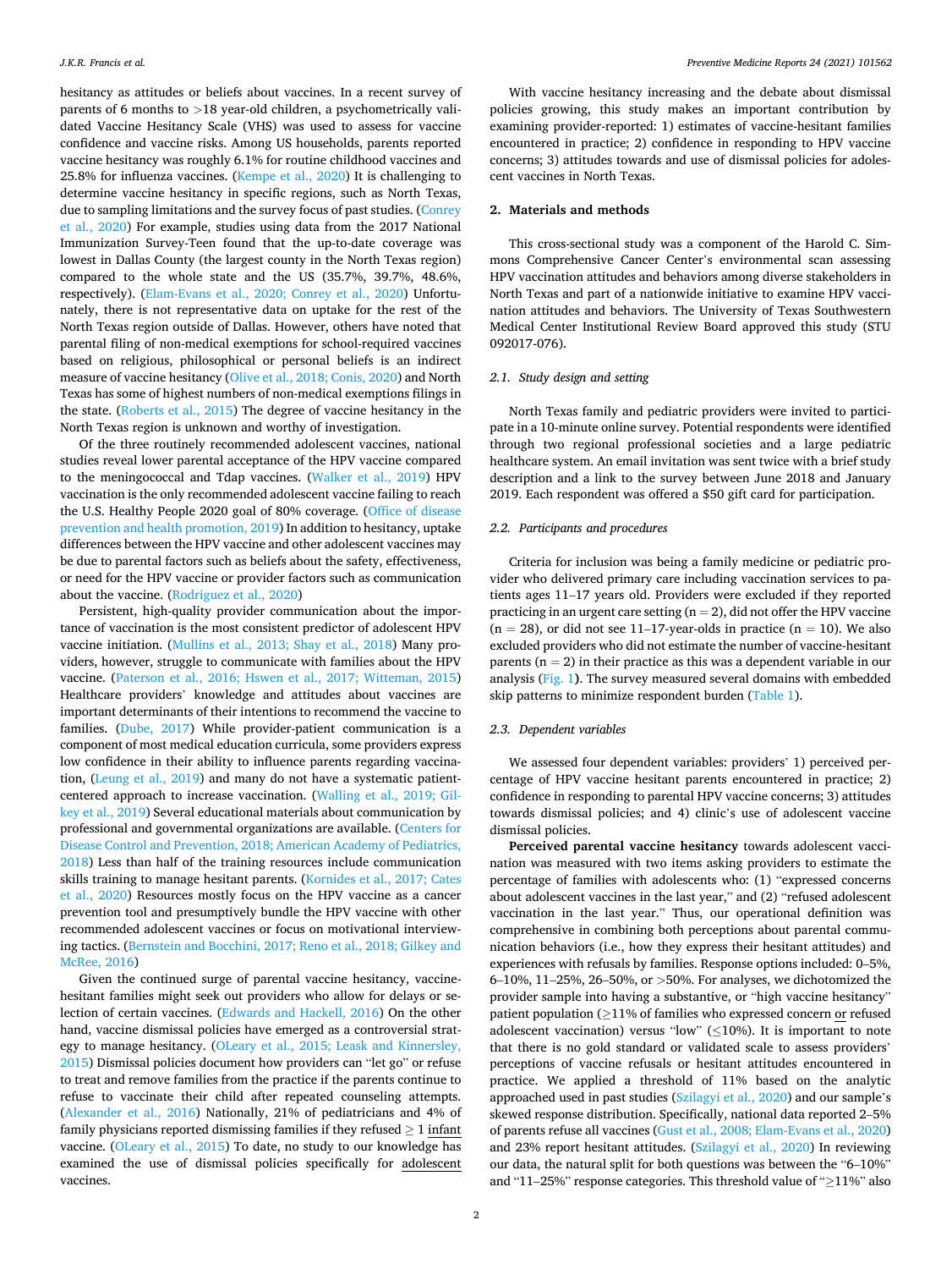hesitancy as attitudes or beliefs about vaccines. In a recent survey of parents of 6 months to >18 year-old children, a psychometrically validated Vaccine Hesitancy Scale (VHS) was used to assess for vaccine confidence and vaccine risks. Among US households, parents reported vaccine hesitancy was roughly 6.1% for routine childhood vaccines and 25.8% for influenza vaccines. (Kempe et al., 2020) It is challenging to determine vaccine hesitancy in specific regions, such as North Texas, due to sampling limitations and the survey focus of past studies. (Conrey et al., 2020) For example, studies using data from the 2017 National Immunization Survey-Teen found that the up-to-date coverage was lowest in Dallas County (the largest county in the North Texas region) compared to the whole state and the US (35.7%, 39.7%, 48.6%, respectively). (Elam-Evans et al., 2020; Conrey et al., 2020) Unfortunately, there is not representative data on uptake for the rest of the North Texas region outside of Dallas. However, others have noted that parental filing of non-medical exemptions for school-required vaccines based on religious, philosophical or personal beliefs is an indirect measure of vaccine hesitancy (Olive et al., 2018; Conis, 2020) and North Texas has some of highest numbers of non-medical exemptions filings in the state. (Roberts et al., 2015) The degree of vaccine hesitancy in the North Texas region is unknown and worthy of investigation.

Of the three routinely recommended adolescent vaccines, national studies reveal lower parental acceptance of the HPV vaccine compared to the meningococcal and Tdap vaccines. (Walker et al., 2019) HPV vaccination is the only recommended adolescent vaccine failing to reach the U.S. Healthy People 2020 goal of 80% coverage. (Office of disease prevention and health promotion, 2019) In addition to hesitancy, uptake differences between the HPV vaccine and other adolescent vaccines may be due to parental factors such as beliefs about the safety, effectiveness, or need for the HPV vaccine or provider factors such as communication about the vaccine. (Rodriguez et al., 2020)

Persistent, high-quality provider communication about the importance of vaccination is the most consistent predictor of adolescent HPV vaccine initiation. (Mullins et al., 2013; Shay et al., 2018) Many providers, however, struggle to communicate with families about the HPV vaccine. (Paterson et al., 2016; Hswen et al., 2017; Witteman, 2015) Healthcare providers' knowledge and attitudes about vaccines are important determinants of their intentions to recommend the vaccine to families. (Dube, 2017) While provider-patient communication is a component of most medical education curricula, some providers express low confidence in their ability to influence parents regarding vaccination, (Leung et al., 2019) and many do not have a systematic patient-centered approach to increase vaccination. (Walling et al., 2019; Gilkey et al., 2019) Several educational materials about communication by professional and governmental organizations are available. (Centers for Disease Control and Prevention, 2018; American Academy of Pediatrics, 2018) Less than half of the training resources include communication skills training to manage hesitant parents. (Kornides et al., 2017; Cates et al., 2020) Resources mostly focus on the HPV vaccine as a cancer prevention tool and presumptively bundle the HPV vaccine with other recommended adolescent vaccines or focus on motivational interviewing tactics. (Bernstein and Bocchini, 2017; Reno et al., 2018; Gilkey and McRee, 2016)

Given the continued surge of parental vaccine hesitancy, vaccine-hesitant families might seek out providers who allow for delays or selection of certain vaccines. (Edwards and Hackell, 2016) On the other hand, vaccine dismissal policies have emerged as a controversial strategy to manage hesitancy. (OLeary et al., 2015; Leask and Kinnersley, 2015) Dismissal policies document how providers can "let go" or refuse to treat and remove families from the practice if the parents continue to refuse to vaccinate their child after repeated counseling attempts. (Alexander et al., 2016) Nationally, 21% of pediatricians and 4% of family physicians reported dismissing families if they refused ≥ 1 infant vaccine. (OLeary et al., 2015) To date, no study to our knowledge has examined the use of dismissal policies specifically for adolescent vaccines.

With vaccine hesitancy increasing and the debate about dismissal policies growing, this study makes an important contribution by examining provider-reported: 1) estimates of vaccine-hesitant families encountered in practice; 2) confidence in responding to HPV vaccine concerns; 3) attitudes towards and use of dismissal policies for adolescent vaccines in North Texas.

## 2. Materials and methods

This cross-sectional study was a component of the Harold C. Simmons Comprehensive Cancer Center's environmental scan assessing HPV vaccination attitudes and behaviors among diverse stakeholders in North Texas and part of a nationwide initiative to examine HPV vaccination attitudes and behaviors. The University of Texas Southwestern Medical Center Institutional Review Board approved this study (STU 092017-076).

### 2.1. Study design and setting

North Texas family and pediatric providers were invited to participate in a 10-minute online survey. Potential respondents were identified through two regional professional societies and a large pediatric healthcare system. An email invitation was sent twice with a brief study description and a link to the survey between June 2018 and January 2019. Each respondent was offered a $50 gift card for participation.

### 2.2. Participants and procedures

Criteria for inclusion was being a family medicine or pediatric provider who delivered primary care including vaccination services to patients ages 11–17 years old. Providers were excluded if they reported practicing in an urgent care setting ($n = 2$), did not offer the HPV vaccine ($n = 28$), or did not see 11–17-year-olds in practice ($n = 10$). We also excluded providers who did not estimate the number of vaccine-hesitant parents ($n = 2$) in their practice as this was a dependent variable in our analysis (Fig. 1). The survey measured several domains with embedded skip patterns to minimize respondent burden (Table 1).

### 2.3. Dependent variables

We assessed four dependent variables: providers' 1) perceived percentage of HPV vaccine hesitant parents encountered in practice; 2) confidence in responding to parental HPV vaccine concerns; 3) attitudes towards dismissal policies; and 4) clinic's use of adolescent vaccine dismissal policies.

**Perceived parental vaccine hesitancy** towards adolescent vaccination was measured with two items asking providers to estimate the percentage of families with adolescents who: (1) "expressed concerns about adolescent vaccines in the last year," and (2) "refused adolescent vaccination in the last year." Thus, our operational definition was comprehensive in combining both perceptions about parental communication behaviors (i.e., how they express their hesitant attitudes) and experiences with refusals by families. Response options included: 0–5%, 6–10%, 11–25%, 26–50%, or >50%. For analyses, we dichotomized the provider sample into having a substantive, or "high vaccine hesitancy" patient population (≥11% of families who expressed concern or refused adolescent vaccination) versus "low" (≤10%). It is important to note that there is no gold standard or validated scale to assess providers' perceptions of vaccine refusals or hesitant attitudes encountered in practice. We applied a threshold of 11% based on the analytic approached used in past studies (Szilagyi et al., 2020) and our sample's skewed response distribution. Specifically, national data reported 2–5% of parents refuse all vaccines (Gust et al., 2008; Elam-Evans et al., 2020) and 23% report hesitant attitudes. (Szilagyi et al., 2020) In reviewing our data, the natural split for both questions was between the "6–10%" and "11–25%" response categories. This threshold value of "≥11%" also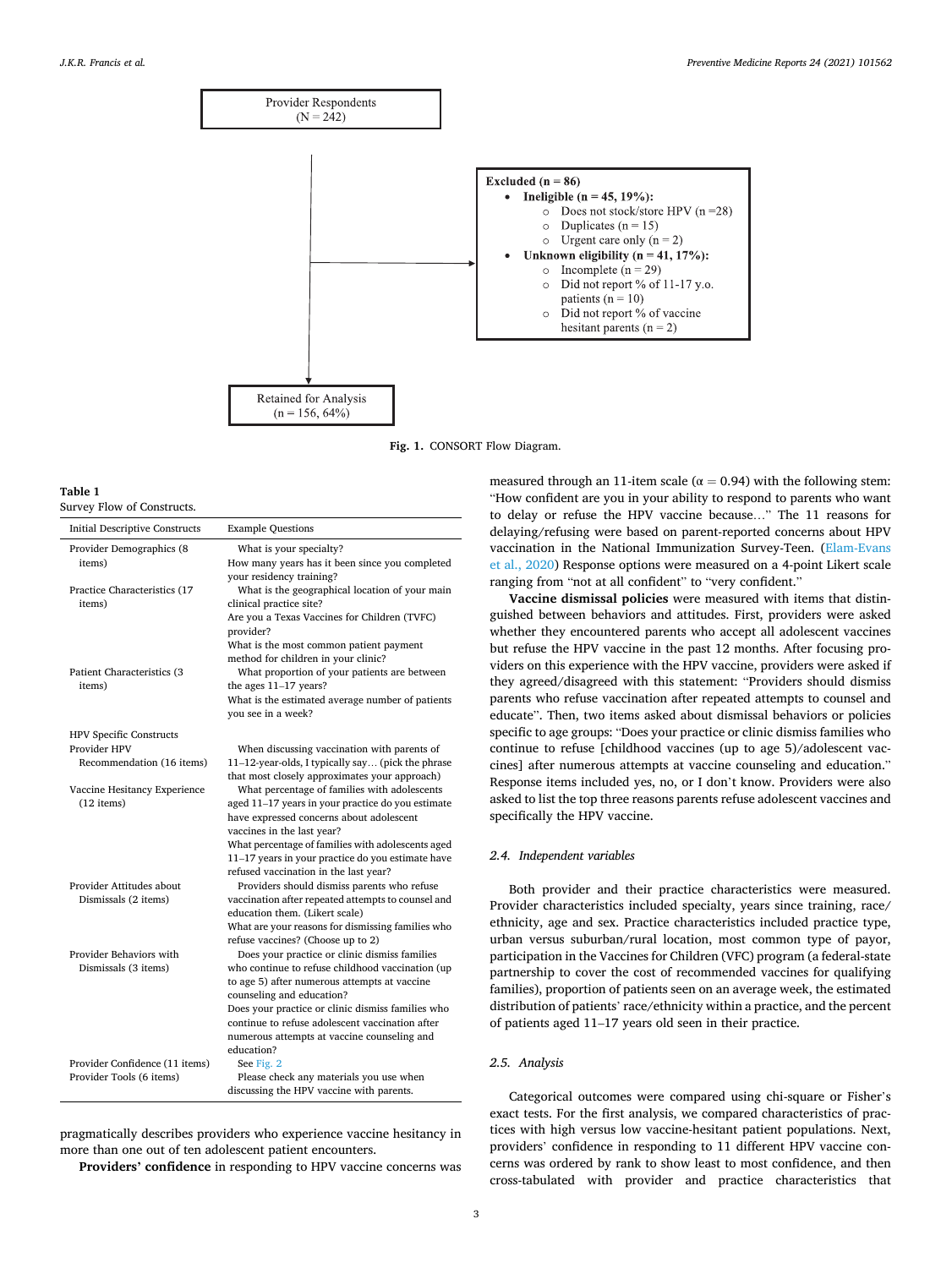Provider Respondents (N = 242)

Excluded (n = 86)

- **Ineligible (n = 45, 19%):**
  - Does not stock/store HPV (n =28)
  - Duplicates (n = 15)
  - Urgent care only (n = 2)
- **Unknown eligibility (n = 41, 17%):**
  - Incomplete (n = 29)
  - Did not report % of 11-17 y.o. patients (n = 10)
  - Did not report % of vaccine hesitant parents (n = 2)

Retained for Analysis (n = 156, 64%)

**Fig. 1.** CONSORT Flow Diagram.

**Table 1**
Survey Flow of Constructs.

| Initial Descriptive Constructs | Example Questions |
|---|---|
| Provider Demographics (8 items) | What is your specialty?<br>How many years has it been since you completed your residency training? |
| Practice Characteristics (17 items) | What is the geographical location of your main clinical practice site?<br>Are you a Texas Vaccines for Children (TVFC) provider?<br>What is the most common patient payment method for children in your clinic? |
| Patient Characteristics (3 items) | What proportion of your patients are between the ages 11–17 years?<br>What is the estimated average number of patients you see in a week? |
| HPV Specific Constructs | |
| Provider HPV Recommendation (16 items) | When discussing vaccination with parents of 11–12-year-olds, I typically say… (pick the phrase that most closely approximates your approach) |
| Vaccine Hesitancy Experience (12 items) | What percentage of families with adolescents aged 11–17 years in your practice do you estimate have expressed concerns about adolescent vaccines in the last year?<br>What percentage of families with adolescents aged 11–17 years in your practice do you estimate have refused vaccination in the last year? |
| Provider Attitudes about Dismissals (2 items) | Providers should dismiss parents who refuse vaccination after repeated attempts to counsel and education them. (Likert scale)<br>What are your reasons for dismissing families who refuse vaccines? (Choose up to 2) |
| Provider Behaviors with Dismissals (3 items) | Does your practice or clinic dismiss families who continue to refuse childhood vaccination (up to age 5) after numerous attempts at vaccine counseling and education?<br>Does your practice or clinic dismiss families who continue to refuse adolescent vaccination after numerous attempts at vaccine counseling and education? |
| Provider Confidence (11 items) | See Fig. 2 |
| Provider Tools (6 items) | Please check any materials you use when discussing the HPV vaccine with parents. |

pragmatically describes providers who experience vaccine hesitancy in more than one out of ten adolescent patient encounters.

**Providers' confidence** in responding to HPV vaccine concerns was measured through an 11-item scale ($\alpha = 0.94$) with the following stem: "How confident are you in your ability to respond to parents who want to delay or refuse the HPV vaccine because…" The 11 reasons for delaying/refusing were based on parent-reported concerns about HPV vaccination in the National Immunization Survey-Teen. (Elam-Evans et al., 2020) Response options were measured on a 4-point Likert scale ranging from "not at all confident" to "very confident."

**Vaccine dismissal policies** were measured with items that distinguished between behaviors and attitudes. First, providers were asked whether they encountered parents who accept all adolescent vaccines but refuse the HPV vaccine in the past 12 months. After focusing providers on this experience with the HPV vaccine, providers were asked if they agreed/disagreed with this statement: "Providers should dismiss parents who refuse vaccination after repeated attempts to counsel and educate". Then, two items asked about dismissal behaviors or policies specific to age groups: "Does your practice or clinic dismiss families who continue to refuse [childhood vaccines (up to age 5)/adolescent vaccines] after numerous attempts at vaccine counseling and education." Response items included yes, no, or I don't know. Providers were also asked to list the top three reasons parents refuse adolescent vaccines and specifically the HPV vaccine.

### 2.4. Independent variables

Both provider and their practice characteristics were measured. Provider characteristics included specialty, years since training, race/ethnicity, age and sex. Practice characteristics included practice type, urban versus suburban/rural location, most common type of payor, participation in the Vaccines for Children (VFC) program (a federal-state partnership to cover the cost of recommended vaccines for qualifying families), proportion of patients seen on an average week, the estimated distribution of patients' race/ethnicity within a practice, and the percent of patients aged 11–17 years old seen in their practice.

### 2.5. Analysis

Categorical outcomes were compared using chi-square or Fisher's exact tests. For the first analysis, we compared characteristics of practices with high versus low vaccine-hesitant patient populations. Next, providers' confidence in responding to 11 different HPV vaccine concerns was ordered by rank to show least to most confidence, and then cross-tabulated with provider and practice characteristics that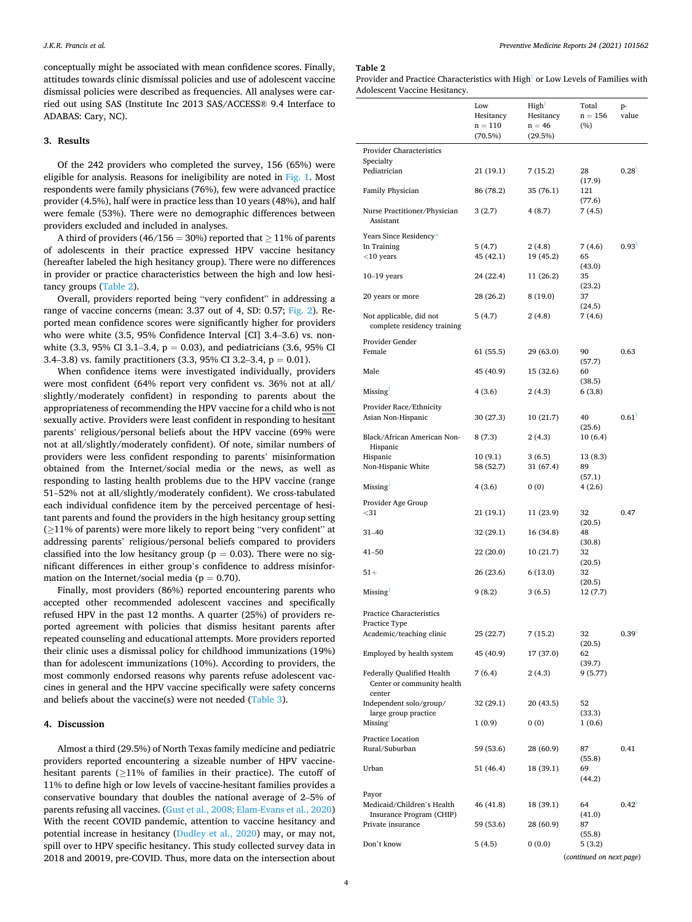conceptually might be associated with mean confidence scores. Finally, attitudes towards clinic dismissal policies and use of adolescent vaccine dismissal policies were described as frequencies. All analyses were carried out using SAS (Institute Inc 2013 SAS/ACCESS® 9.4 Interface to ADABAS: Cary, NC).

## 3. Results

Of the 242 providers who completed the survey, 156 (65%) were eligible for analysis. Reasons for ineligibility are noted in Fig. 1. Most respondents were family physicians (76%), few were advanced practice provider (4.5%), half were in practice less than 10 years (48%), and half were female (53%). There were no demographic differences between providers excluded and included in analyses.

A third of providers (46/156 = 30%) reported that ≥ 11% of parents of adolescents in their practice expressed HPV vaccine hesitancy (hereafter labeled the high hesitancy group). There were no differences in provider or practice characteristics between the high and low hesitancy groups (Table 2).

Overall, providers reported being "very confident" in addressing a range of vaccine concerns (mean: 3.37 out of 4, SD: 0.57; Fig. 2). Reported mean confidence scores were significantly higher for providers who were white (3.5, 95% Confidence Interval [CI] 3.4–3.6) vs. non-white (3.3, 95% CI 3.1–3.4, p = 0.03), and pediatricians (3.6, 95% CI 3.4–3.8) vs. family practitioners (3.3, 95% CI 3.2–3.4, p = 0.01).

When confidence items were investigated individually, providers were most confident (64% report very confident vs. 36% not at all/slightly/moderately confident) in responding to parents about the appropriateness of recommending the HPV vaccine for a child who is not sexually active. Providers were least confident in responding to hesitant parents' religious/personal beliefs about the HPV vaccine (69% were not at all/slightly/moderately confident). Of note, similar numbers of providers were less confident responding to parents' misinformation obtained from the Internet/social media or the news, as well as responding to lasting health problems due to the HPV vaccine (range 51–52% not at all/slightly/moderately confident). We cross-tabulated each individual confidence item by the perceived percentage of hesitant parents and found the providers in the high hesitancy group setting (≥11% of parents) were more likely to report being "very confident" at addressing parents' religious/personal beliefs compared to providers classified into the low hesitancy group (p = 0.03). There were no significant differences in either group's confidence to address misinformation on the Internet/social media (p = 0.70).

Finally, most providers (86%) reported encountering parents who accepted other recommended adolescent vaccines and specifically refused HPV in the past 12 months. A quarter (25%) of providers reported agreement with policies that dismiss hesitant parents after repeated counseling and educational attempts. More providers reported their clinic uses a dismissal policy for childhood immunizations (19%) than for adolescent immunizations (10%). According to providers, the most commonly endorsed reasons why parents refuse adolescent vaccines in general and the HPV vaccine specifically were safety concerns and beliefs about the vaccine(s) were not needed (Table 3).

## 4. Discussion

Almost a third (29.5%) of North Texas family medicine and pediatric providers reported encountering a sizeable number of HPV vaccine-hesitant parents (≥11% of families in their practice). The cutoff of 11% to define high or low levels of vaccine-hesitant families provides a conservative boundary that doubles the national average of 2–5% of parents refusing all vaccines. (Gust et al., 2008; Elam-Evans et al., 2020) With the recent COVID pandemic, attention to vaccine hesitancy and potential increase in hesitancy (Dudley et al., 2020) may, or may not, spill over to HPV specific hesitancy. This study collected survey data in 2018 and 20019, pre-COVID. Thus, more data on the intersection about

**Table 2**
Provider and Practice Characteristics with High[ǂ] or Low Levels of Families with Adolescent Vaccine Hesitancy.

| | Low Hesitancy n = 110 (70.5%) | High[ǂ] Hesitancy n = 46 (29.5%) | Total n = 156 (%) | p-value |
|---|---|---|---|---|
| **Provider Characteristics** | | | | |
| Specialty | | | | |
| Pediatrician | 21 (19.1) | 7 (15.2) | 28 (17.9) | 0.28[ǂ] |
| Family Physician | 86 (78.2) | 35 (76.1) | 121 (77.6) | |
| Nurse Practitioner/Physician Assistant | 3 (2.7) | 4 (8.7) | 7 (4.5) | |
| Years Since Residency* | | | | |
| In Training | 5 (4.7) | 2 (4.8) | 7 (4.6) | 0.93[ǂ] |
| <10 years | 45 (42.1) | 19 (45.2) | 65 (43.0) | |
| 10–19 years | 24 (22.4) | 11 (26.2) | 35 (23.2) | |
| 20 years or more | 28 (26.2) | 8 (19.0) | 37 (24.5) | |
| Not applicable, did not complete residency training | 5 (4.7) | 2 (4.8) | 7 (4.6) | |
| Provider Gender | | | | |
| Female | 61 (55.5) | 29 (63.0) | 90 (57.7) | 0.63 |
| Male | 45 (40.9) | 15 (32.6) | 60 (38.5) | |
| Missing[ǂ] | 4 (3.6) | 2 (4.3) | 6 (3.8) | |
| Provider Race/Ethnicity | | | | |
| Asian Non-Hispanic | 30 (27.3) | 10 (21.7) | 40 (25.6) | 0.61[ǂ] |
| Black/African American Non-Hispanic | 8 (7.3) | 2 (4.3) | 10 (6.4) | |
| Hispanic | 10 (9.1) | 3 (6.5) | 13 (8.3) | |
| Non-Hispanic White | 58 (52.7) | 31 (67.4) | 89 (57.1) | |
| Missing[ǂ] | 4 (3.6) | 0 (0) | 4 (2.6) | |
| Provider Age Group | | | | |
| <31 | 21 (19.1) | 11 (23.9) | 32 (20.5) | 0.47 |
| 31–40 | 32 (29.1) | 16 (34.8) | 48 (30.8) | |
| 41–50 | 22 (20.0) | 10 (21.7) | 32 (20.5) | |
| 51+ | 26 (23.6) | 6 (13.0) | 32 (20.5) | |
| Missing[ǂ] | 9 (8.2) | 3 (6.5) | 12 (7.7) | |
| **Practice Characteristics** | | | | |
| Practice Type | | | | |
| Academic/teaching clinic | 25 (22.7) | 7 (15.2) | 32 (20.5) | 0.39[ǂ] |
| Employed by health system | 45 (40.9) | 17 (37.0) | 62 (39.7) | |
| Federally Qualified Health Center or community health center | 7 (6.4) | 2 (4.3) | 9 (5.77) | |
| Independent solo/group/large group practice | 32 (29.1) | 20 (43.5) | 52 (33.3) | |
| Missing[ǂ] | 1 (0.9) | 0 (0) | 1 (0.6) | |
| Practice Location | | | | |
| Rural/Suburban | 59 (53.6) | 28 (60.9) | 87 (55.8) | 0.41 |
| Urban | 51 (46.4) | 18 (39.1) | 69 (44.2) | |
| Payor | | | | |
| Medicaid/Children's Health Insurance Program (CHIP) | 46 (41.8) | 18 (39.1) | 64 (41.0) | 0.42[ǂ] |
| Private insurance | 59 (53.6) | 28 (60.9) | 87 (55.8) | |
| Don't know | 5 (4.5) | 0 (0.0) | 5 (3.2) | |

(continued on next page)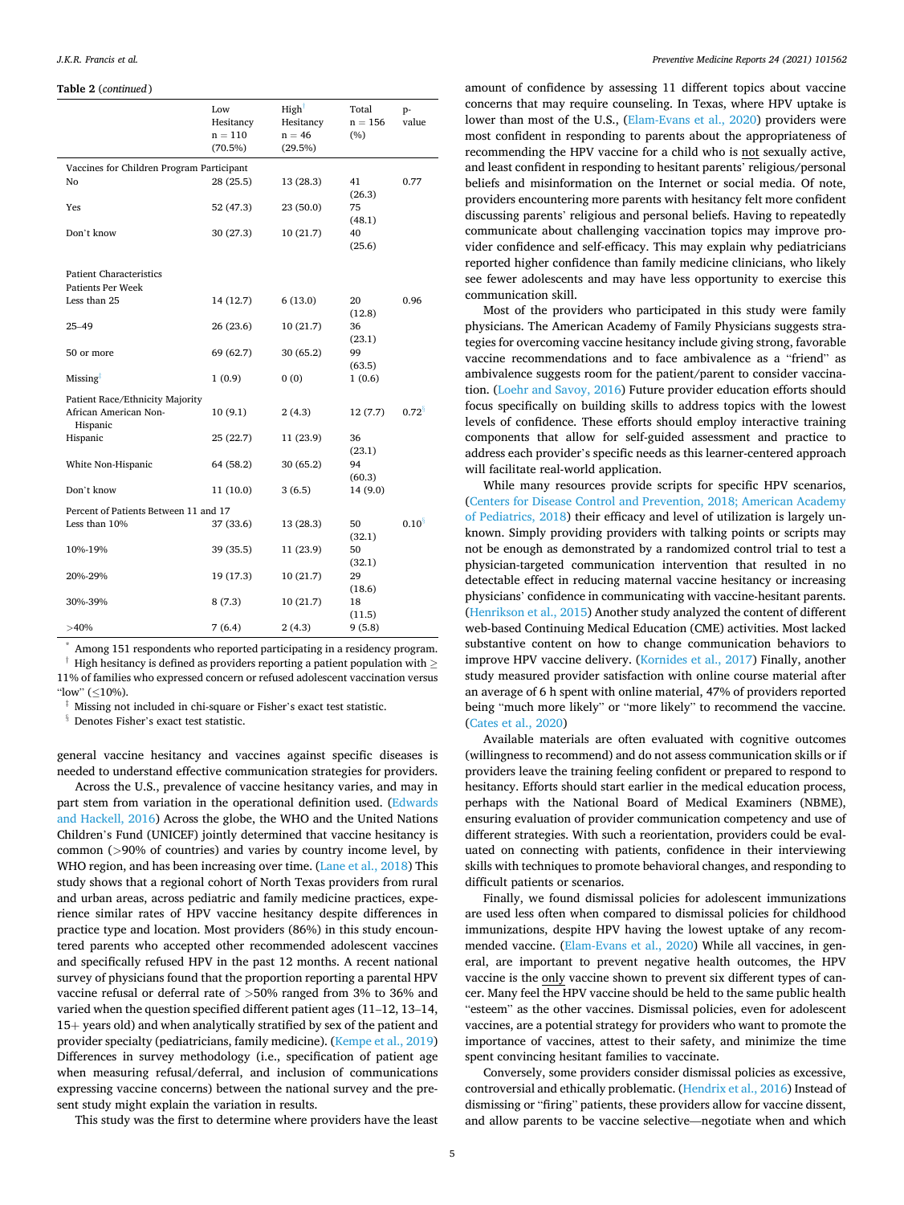**Table 2** (*continued*)

| | Low Hesitancy n = 110 (70.5%) | High[†] Hesitancy n = 46 (29.5%) | Total n = 156 (%) | p-value |
|---|---|---|---|---|
| Vaccines for Children Program Participant | | | | |
| No | 28 (25.5) | 13 (28.3) | 41 (26.3) | 0.77 |
| Yes | 52 (47.3) | 23 (50.0) | 75 (48.1) | |
| Don't know | 30 (27.3) | 10 (21.7) | 40 (25.6) | |
| Patient Characteristics | | | | |
| Patients Per Week | | | | |
| Less than 25 | 14 (12.7) | 6 (13.0) | 20 (12.8) | 0.96 |
| 25–49 | 26 (23.6) | 10 (21.7) | 36 (23.1) | |
| 50 or more | 69 (62.7) | 30 (65.2) | 99 (63.5) | |
| Missing[‡] | 1 (0.9) | 0 (0) | 1 (0.6) | |
| Patient Race/Ethnicity Majority | | | | |
| African American Non-Hispanic | 10 (9.1) | 2 (4.3) | 12 (7.7) | 0.72[§] |
| Hispanic | 25 (22.7) | 11 (23.9) | 36 (23.1) | |
| White Non-Hispanic | 64 (58.2) | 30 (65.2) | 94 (60.3) | |
| Don't know | 11 (10.0) | 3 (6.5) | 14 (9.0) | |
| Percent of Patients Between 11 and 17 | | | | |
| Less than 10% | 37 (33.6) | 13 (28.3) | 50 (32.1) | 0.10[§] |
| 10%-19% | 39 (35.5) | 11 (23.9) | 50 (32.1) | |
| 20%-29% | 19 (17.3) | 10 (21.7) | 29 (18.6) | |
| 30%-39% | 8 (7.3) | 10 (21.7) | 18 (11.5) | |
| >40% | 7 (6.4) | 2 (4.3) | 9 (5.8) | |

[*] Among 151 respondents who reported participating in a residency program.
[†] High hesitancy is defined as providers reporting a patient population with ≥ 11% of families who expressed concern or refused adolescent vaccination versus "low" (≤10%).
[‡] Missing not included in chi-square or Fisher's exact test statistic.
[§] Denotes Fisher's exact test statistic.

general vaccine hesitancy and vaccines against specific diseases is needed to understand effective communication strategies for providers.

Across the U.S., prevalence of vaccine hesitancy varies, and may in part stem from variation in the operational definition used. (Edwards and Hackell, 2016) Across the globe, the WHO and the United Nations Children's Fund (UNICEF) jointly determined that vaccine hesitancy is common (>90% of countries) and varies by country income level, by WHO region, and has been increasing over time. (Lane et al., 2018) This study shows that a regional cohort of North Texas providers from rural and urban areas, across pediatric and family medicine practices, experience similar rates of HPV vaccine hesitancy despite differences in practice type and location. Most providers (86%) in this study encountered parents who accepted other recommended adolescent vaccines and specifically refused HPV in the past 12 months. A recent national survey of physicians found that the proportion reporting a parental HPV vaccine refusal or deferral rate of >50% ranged from 3% to 36% and varied when the question specified different patient ages (11–12, 13–14, 15+ years old) and when analytically stratified by sex of the patient and provider specialty (pediatricians, family medicine). (Kempe et al., 2019) Differences in survey methodology (i.e., specification of patient age when measuring refusal/deferral, and inclusion of communications expressing vaccine concerns) between the national survey and the present study might explain the variation in results.

This study was the first to determine where providers have the least amount of confidence by assessing 11 different topics about vaccine concerns that may require counseling. In Texas, where HPV uptake is lower than most of the U.S., (Elam-Evans et al., 2020) providers were most confident in responding to parents about the appropriateness of recommending the HPV vaccine for a child who is not sexually active, and least confident in responding to hesitant parents' religious/personal beliefs and misinformation on the Internet or social media. Of note, providers encountering more parents with hesitancy felt more confident discussing parents' religious and personal beliefs. Having to repeatedly communicate about challenging vaccination topics may improve provider confidence and self-efficacy. This may explain why pediatricians reported higher confidence than family medicine clinicians, who likely see fewer adolescents and may have less opportunity to exercise this communication skill.

Most of the providers who participated in this study were family physicians. The American Academy of Family Physicians suggests strategies for overcoming vaccine hesitancy include giving strong, favorable vaccine recommendations and to face ambivalence as a "friend" as ambivalence suggests room for the patient/parent to consider vaccination. (Loehr and Savoy, 2016) Future provider education efforts should focus specifically on building skills to address topics with the lowest levels of confidence. These efforts should employ interactive training components that allow for self-guided assessment and practice to address each provider's specific needs as this learner-centered approach will facilitate real-world application.

While many resources provide scripts for specific HPV scenarios, (Centers for Disease Control and Prevention, 2018; American Academy of Pediatrics, 2018) their efficacy and level of utilization is largely unknown. Simply providing providers with talking points or scripts may not be enough as demonstrated by a randomized control trial to test a physician-targeted communication intervention that resulted in no detectable effect in reducing maternal vaccine hesitancy or increasing physicians' confidence in communicating with vaccine-hesitant parents. (Henrikson et al., 2015) Another study analyzed the content of different web-based Continuing Medical Education (CME) activities. Most lacked substantive content on how to change communication behaviors to improve HPV vaccine delivery. (Kornides et al., 2017) Finally, another study measured provider satisfaction with online course material after an average of 6 h spent with online material, 47% of providers reported being "much more likely" or "more likely" to recommend the vaccine. (Cates et al., 2020)

Available materials are often evaluated with cognitive outcomes (willingness to recommend) and do not assess communication skills or if providers leave the training feeling confident or prepared to respond to hesitancy. Efforts should start earlier in the medical education process, perhaps with the National Board of Medical Examiners (NBME), ensuring evaluation of provider communication competency and use of different strategies. With such a reorientation, providers could be evaluated on connecting with patients, confidence in their interviewing skills with techniques to promote behavioral changes, and responding to difficult patients or scenarios.

Finally, we found dismissal policies for adolescent immunizations are used less often when compared to dismissal policies for childhood immunizations, despite HPV having the lowest uptake of any recommended vaccine. (Elam-Evans et al., 2020) While all vaccines, in general, are important to prevent negative health outcomes, the HPV vaccine is the only vaccine shown to prevent six different types of cancer. Many feel the HPV vaccine should be held to the same public health "esteem" as the other vaccines. Dismissal policies, even for adolescent vaccines, are a potential strategy for providers who want to promote the importance of vaccines, attest to their safety, and minimize the time spent convincing hesitant families to vaccinate.

Conversely, some providers consider dismissal policies as excessive, controversial and ethically problematic. (Hendrix et al., 2016) Instead of dismissing or "firing" patients, these providers allow for vaccine dissent, and allow parents to be vaccine selective—negotiate when and which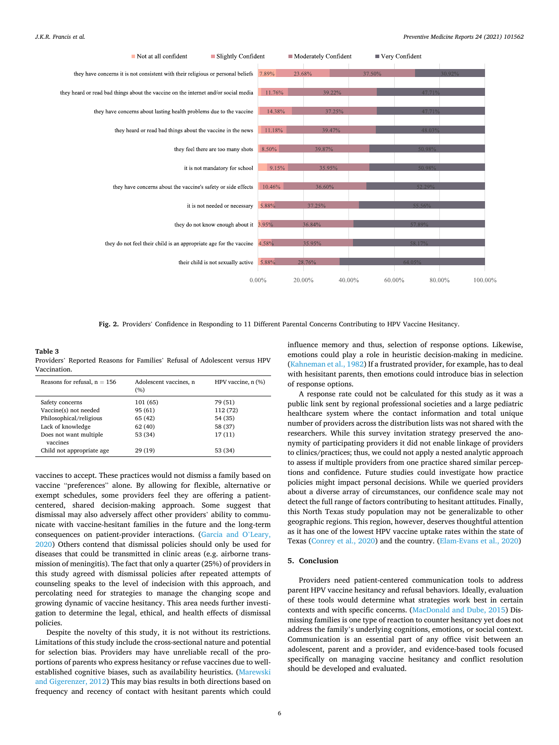| Parental concern | Not at all Confident | Slightly Confident | Moderately Confident | Very Confident |
|---|---|---|---|---|
| they have concerns it is not consistent with their religious or personal beliefs | 7.89% | 23.68% | 37.50% | 30.92% |
| they heard or read bad things about the vaccine on the internet and/or social media | | 11.76% | 39.22% | 47.71% |
| they have concerns about lasting health problems due to the vaccine | | 14.38% | 37.25% | 47.71% |
| they heard or read bad things about the vaccine in the news | | 11.18% | 39.47% | 48.03% |
| they feel there are too many shots | | 8.50% | 39.87% | 50.98% |
| it is not mandatory for school | | 9.15% | 35.95% | 50.98% |
| they have concerns about the vaccine's safety or side effects | | 10.46% | 36.60% | 52.29% |
| it is not needed or necessary | | 5.88% | 37.25% | 55.56% |
| they do not know enough about it | | 3.95% | 36.84% | 57.89% |
| they do not feel their child is an appropriate age for the vaccine | | 4.58% | 35.95% | 58.17% |
| their child is not sexually active | | 5.88% | 28.76% | 64.05% |

**Fig. 2.** Providers' Confidence in Responding to 11 Different Parental Concerns Contributing to HPV Vaccine Hesitancy.

**Table 3**
Providers' Reported Reasons for Families' Refusal of Adolescent versus HPV Vaccination.

| Reasons for refusal, n = 156 | Adolescent vaccines, n (%) | HPV vaccine, n (%) |
|---|---|---|
| Safety concerns | 101 (65) | 79 (51) |
| Vaccine(s) not needed | 95 (61) | 112 (72) |
| Philosophical/religious | 65 (42) | 54 (35) |
| Lack of knowledge | 62 (40) | 58 (37) |
| Does not want multiple vaccines | 53 (34) | 17 (11) |
| Child not appropriate age | 29 (19) | 53 (34) |

vaccines to accept. These practices would not dismiss a family based on vaccine "preferences" alone. By allowing for flexible, alternative or exempt schedules, some providers feel they are offering a patient-centered, shared decision-making approach. Some suggest that dismissal may also adversely affect other providers' ability to communicate with vaccine-hesitant families in the future and the long-term consequences on patient-provider interactions. (Garcia and O'Leary, 2020) Others contend that dismissal policies should only be used for diseases that could be transmitted in clinic areas (e.g. airborne transmission of meningitis). The fact that only a quarter (25%) of providers in this study agreed with dismissal policies after repeated attempts of counseling speaks to the level of indecision with this approach, and percolating need for strategies to manage the changing scope and growing dynamic of vaccine hesitancy. This area needs further investigation to determine the legal, ethical, and health effects of dismissal policies.

Despite the novelty of this study, it is not without its restrictions. Limitations of this study include the cross-sectional nature and potential for selection bias. Providers may have unreliable recall of the proportions of parents who express hesitancy or refuse vaccines due to well-established cognitive biases, such as availability heuristics. (Marewski and Gigerenzer, 2012) This may bias results in both directions based on frequency and recency of contact with hesitant parents which could influence memory and thus, selection of response options. Likewise, emotions could play a role in heuristic decision-making in medicine. (Kahneman et al., 1982) If a frustrated provider, for example, has to deal with hesisitant parents, then emotions could introduce bias in selection of response options.

A response rate could not be calculated for this study as it was a public link sent by regional professional societies and a large pediatric healthcare system where the contact information and total unique number of providers across the distribution lists was not shared with the researchers. While this survey invitation strategy preserved the anonymity of participating providers it did not enable linkage of providers to clinics/practices; thus, we could not apply a nested analytic approach to assess if multiple providers from one practice shared similar perceptions and confidence. Future studies could investigate how practice policies might impact personal decisions. While we queried providers about a diverse array of circumstances, our confidence scale may not detect the full range of factors contributing to hesitant attitudes. Finally, this North Texas study population may not be generalizable to other geographic regions. This region, however, deserves thoughtful attention as it has one of the lowest HPV vaccine uptake rates within the state of Texas (Conrey et al., 2020) and the country. (Elam-Evans et al., 2020)

## 5. Conclusion

Providers need patient-centered communication tools to address parent HPV vaccine hesitancy and refusal behaviors. Ideally, evaluation of these tools would determine what strategies work best in certain contexts and with specific concerns. (MacDonald and Dube, 2015) Dismissing families is one type of reaction to counter hesitancy yet does not address the family's underlying cognitions, emotions, or social context. Communication is an essential part of any office visit between an adolescent, parent and a provider, and evidence-based tools focused specifically on managing vaccine hesitancy and conflict resolution should be developed and evaluated.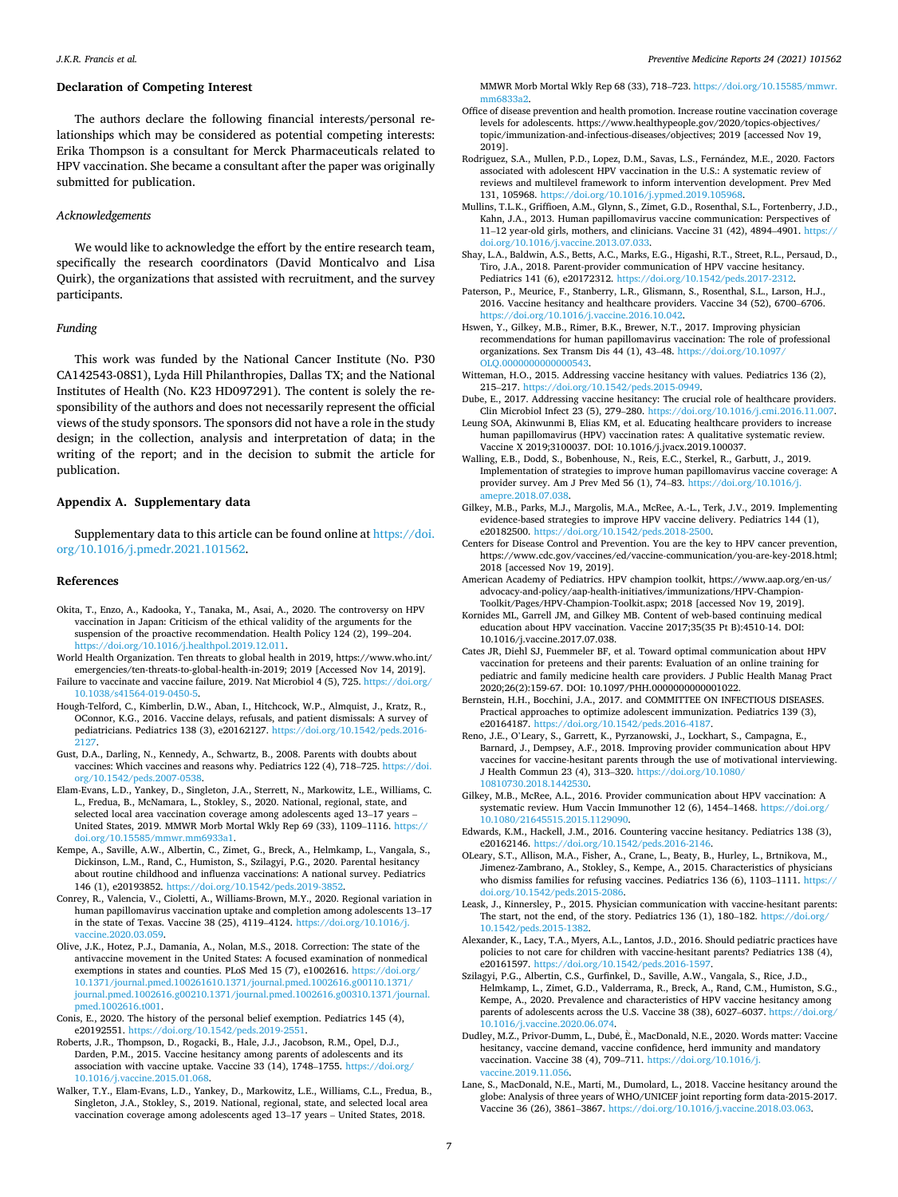### Declaration of Competing Interest

The authors declare the following financial interests/personal relationships which may be considered as potential competing interests: Erika Thompson is a consultant for Merck Pharmaceuticals related to HPV vaccination. She became a consultant after the paper was originally submitted for publication.

### *Acknowledgements*

We would like to acknowledge the effort by the entire research team, specifically the research coordinators (David Monticalvo and Lisa Quirk), the organizations that assisted with recruitment, and the survey participants.

### *Funding*

This work was funded by the National Cancer Institute (No. P30 CA142543-08S1), Lyda Hill Philanthropies, Dallas TX; and the National Institutes of Health (No. K23 HD097291). The content is solely the responsibility of the authors and does not necessarily represent the official views of the study sponsors. The sponsors did not have a role in the study design; in the collection, analysis and interpretation of data; in the writing of the report; and in the decision to submit the article for publication.

### Appendix A. Supplementary data

Supplementary data to this article can be found online at https://doi.org/10.1016/j.pmedr.2021.101562.

### References

Okita, T., Enzo, A., Kadooka, Y., Tanaka, M., Asai, A., 2020. The controversy on HPV vaccination in Japan: Criticism of the ethical validity of the arguments for the suspension of the proactive recommendation. Health Policy 124 (2), 199–204. https://doi.org/10.1016/j.healthpol.2019.12.011.

World Health Organization. Ten threats to global health in 2019, https://www.who.int/emergencies/ten-threats-to-global-health-in-2019; 2019 [Accessed Nov 14, 2019].

Failure to vaccinate and vaccine failure, 2019. Nat Microbiol 4 (5), 725. https://doi.org/10.1038/s41564-019-0450-5.

Hough-Telford, C., Kimberlin, D.W., Aban, I., Hitchcock, W.P., Almquist, J., Kratz, R., OConnor, K.G., 2016. Vaccine delays, refusals, and patient dismissals: A survey of pediatricians. Pediatrics 138 (3), e20162127. https://doi.org/10.1542/peds.2016-2127.

Gust, D.A., Darling, N., Kennedy, A., Schwartz, B., 2008. Parents with doubts about vaccines: Which vaccines and reasons why. Pediatrics 122 (4), 718–725. https://doi.org/10.1542/peds.2007-0538.

Elam-Evans, L.D., Yankey, D., Singleton, J.A., Sterrett, N., Markowitz, L.E., Williams, C. L., Fredua, B., McNamara, L., Stokley, S., 2020. National, regional, state, and selected local area vaccination coverage among adolescents aged 13–17 years – United States, 2019. MMWR Morb Mortal Wkly Rep 69 (33), 1109–1116. https://doi.org/10.15585/mmwr.mm6933a1.

Kempe, A., Saville, A.W., Albertin, C., Zimet, G., Breck, A., Helmkamp, L., Vangala, S., Dickinson, L.M., Rand, C., Humiston, S., Szilagyi, P.G., 2020. Parental hesitancy about routine childhood and influenza vaccinations: A national survey. Pediatrics 146 (1), e20193852. https://doi.org/10.1542/peds.2019-3852.

Conrey, R., Valencia, V., Cioletti, A., Williams-Brown, M.Y., 2020. Regional variation in human papillomavirus vaccination uptake and completion among adolescents 13–17 in the state of Texas. Vaccine 38 (25), 4119–4124. https://doi.org/10.1016/j.vaccine.2020.03.059.

Olive, J.K., Hotez, P.J., Damania, A., Nolan, M.S., 2018. Correction: The state of the antivaccine movement in the United States: A focused examination of nonmedical exemptions in states and counties. PLoS Med 15 (7), e1002616. https://doi.org/10.1371/journal.pmed.100261610.1371/journal.pmed.1002616.g00110.1371/journal.pmed.1002616.g00210.1371/journal.pmed.1002616.g00310.1371/journal.pmed.1002616.t001.

Conis, E., 2020. The history of the personal belief exemption. Pediatrics 145 (4), e20192551. https://doi.org/10.1542/peds.2019-2551.

Roberts, J.R., Thompson, D., Rogacki, B., Hale, J.J., Jacobson, R.M., Opel, D.J., Darden, P.M., 2015. Vaccine hesitancy among parents of adolescents and its association with vaccine uptake. Vaccine 33 (14), 1748–1755. https://doi.org/10.1016/j.vaccine.2015.01.068.

Walker, T.Y., Elam-Evans, L.D., Yankey, D., Markowitz, L.E., Williams, C.L., Fredua, B., Singleton, J.A., Stokley, S., 2019. National, regional, state, and selected local area vaccination coverage among adolescents aged 13–17 years – United States, 2018. MMWR Morb Mortal Wkly Rep 68 (33), 718–723. https://doi.org/10.15585/mmwr.mm6833a2.

Office of disease prevention and health promotion. Increase routine vaccination coverage levels for adolescents. https://www.healthypeople.gov/2020/topics-objectives/topic/immunization-and-infectious-diseases/objectives; 2019 [accessed Nov 19, 2019].

Rodriguez, S.A., Mullen, P.D., Lopez, D.M., Savas, L.S., Fernández, M.E., 2020. Factors associated with adolescent HPV vaccination in the U.S.: A systematic review of reviews and multilevel framework to inform intervention development. Prev Med 131, 105968. https://doi.org/10.1016/j.ypmed.2019.105968.

Mullins, T.L.K., Griffioen, A.M., Glynn, S., Zimet, G.D., Rosenthal, S.L., Fortenberry, J.D., Kahn, J.A., 2013. Human papillomavirus vaccine communication: Perspectives of 11–12 year-old girls, mothers, and clinicians. Vaccine 31 (42), 4894–4901. https://doi.org/10.1016/j.vaccine.2013.07.033.

Shay, L.A., Baldwin, A.S., Betts, A.C., Marks, E.G., Higashi, R.T., Street, R.L., Persaud, D., Tiro, J.A., 2018. Parent-provider communication of HPV vaccine hesitancy. Pediatrics 141 (6), e20172312. https://doi.org/10.1542/peds.2017-2312.

Paterson, P., Meurice, F., Stanberry, L.R., Glismann, S., Rosenthal, S.L., Larson, H.J., 2016. Vaccine hesitancy and healthcare providers. Vaccine 34 (52), 6700–6706. https://doi.org/10.1016/j.vaccine.2016.10.042.

Hswen, Y., Gilkey, M.B., Rimer, B.K., Brewer, N.T., 2017. Improving physician recommendations for human papillomavirus vaccination: The role of professional organizations. Sex Transm Dis 44 (1), 43–48. https://doi.org/10.1097/OLQ.0000000000000543.

Witteman, H.O., 2015. Addressing vaccine hesitancy with values. Pediatrics 136 (2), 215–217. https://doi.org/10.1542/peds.2015-0949.

Dube, E., 2017. Addressing vaccine hesitancy: The crucial role of healthcare providers. Clin Microbiol Infect 23 (5), 279–280. https://doi.org/10.1016/j.cmi.2016.11.007.

Leung SOA, Akinwunmi B, Elias KM, et al. Educating healthcare providers to increase human papillomavirus (HPV) vaccination rates: A qualitative systematic review. Vaccine X 2019;3100037. DOI: 10.1016/j.jvacx.2019.100037.

Walling, E.B., Dodd, S., Bobenhouse, N., Reis, E.C., Sterkel, R., Garbutt, J., 2019. Implementation of strategies to improve human papillomavirus vaccine coverage: A provider survey. Am J Prev Med 56 (1), 74–83. https://doi.org/10.1016/j.amepre.2018.07.038.

Gilkey, M.B., Parks, M.J., Margolis, M.A., McRee, A.-L., Terk, J.V., 2019. Implementing evidence-based strategies to improve HPV vaccine delivery. Pediatrics 144 (1), e20182500. https://doi.org/10.1542/peds.2018-2500.

Centers for Disease Control and Prevention. You are the key to HPV cancer prevention, https://www.cdc.gov/vaccines/ed/vaccine-communication/you-are-key-2018.html; 2018 [accessed Nov 19, 2019].

American Academy of Pediatrics. HPV champion toolkit, https://www.aap.org/en-us/advocacy-and-policy/aap-health-initiatives/immunizations/HPV-Champion-Toolkit/Pages/HPV-Champion-Toolkit.aspx; 2018 [accessed Nov 19, 2019].

Kornides ML, Garrell JM, and Gilkey MB. Content of web-based continuing medical education about HPV vaccination. Vaccine 2017;35(35 Pt B):4510-14. DOI: 10.1016/j.vaccine.2017.07.038.

Cates JR, Diehl SJ, Fuemmeler BF, et al. Toward optimal communication about HPV vaccination for preteens and their parents: Evaluation of an online training for pediatric and family medicine health care providers. J Public Health Manag Pract 2020;26(2):159-67. DOI: 10.1097/PHH.0000000000001022.

Bernstein, H.H., Bocchini, J.A., 2017. and COMMITTEE ON INFECTIOUS DISEASES. Practical approaches to optimize adolescent immunization. Pediatrics 139 (3), e20164187. https://doi.org/10.1542/peds.2016-4187.

Reno, J.E., O'Leary, S., Garrett, K., Pyrzanowski, J., Lockhart, S., Campagna, E., Barnard, J., Dempsey, A.F., 2018. Improving provider communication about HPV vaccines for vaccine-hesitant parents through the use of motivational interviewing. J Health Commun 23 (4), 313–320. https://doi.org/10.1080/10810730.2018.1442530.

Gilkey, M.B., McRee, A.L., 2016. Provider communication about HPV vaccination: A systematic review. Hum Vaccin Immunother 12 (6), 1454–1468. https://doi.org/10.1080/21645515.2015.1129090.

Edwards, K.M., Hackell, J.M., 2016. Countering vaccine hesitancy. Pediatrics 138 (3), e20162146. https://doi.org/10.1542/peds.2016-2146.

OLeary, S.T., Allison, M.A., Fisher, A., Crane, L., Beaty, B., Hurley, L., Brtnikova, M., Jimenez-Zambrano, A., Stokley, S., Kempe, A., 2015. Characteristics of physicians who dismiss families for refusing vaccines. Pediatrics 136 (6), 1103–1111. https://doi.org/10.1542/peds.2015-2086.

Leask, J., Kinnersley, P., 2015. Physician communication with vaccine-hesitant parents: The start, not the end, of the story. Pediatrics 136 (1), 180–182. https://doi.org/10.1542/peds.2015-1382.

Alexander, K., Lacy, T.A., Myers, A.L., Lantos, J.D., 2016. Should pediatric practices have policies to not care for children with vaccine-hesitant parents? Pediatrics 138 (4), e20161597. https://doi.org/10.1542/peds.2016-1597.

Szilagyi, P.G., Albertin, C.S., Gurfinkel, D., Saville, A.W., Vangala, S., Rice, J.D., Helmkamp, L., Zimet, G.D., Valderrama, R., Breck, A., Rand, C.M., Humiston, S.G., Kempe, A., 2020. Prevalence and characteristics of HPV vaccine hesitancy among parents of adolescents across the U.S. Vaccine 38 (38), 6027–6037. https://doi.org/10.1016/j.vaccine.2020.06.074.

Dudley, M.Z., Privor-Dumm, L., Dubé, È., MacDonald, N.E., 2020. Words matter: Vaccine hesitancy, vaccine demand, vaccine confidence, herd immunity and mandatory vaccination. Vaccine 38 (4), 709–711. https://doi.org/10.1016/j.vaccine.2019.11.056.

Lane, S., MacDonald, N.E., Marti, M., Dumolard, L., 2018. Vaccine hesitancy around the globe: Analysis of three years of WHO/UNICEF joint reporting form data-2015-2017. Vaccine 36 (26), 3861–3867. https://doi.org/10.1016/j.vaccine.2018.03.063.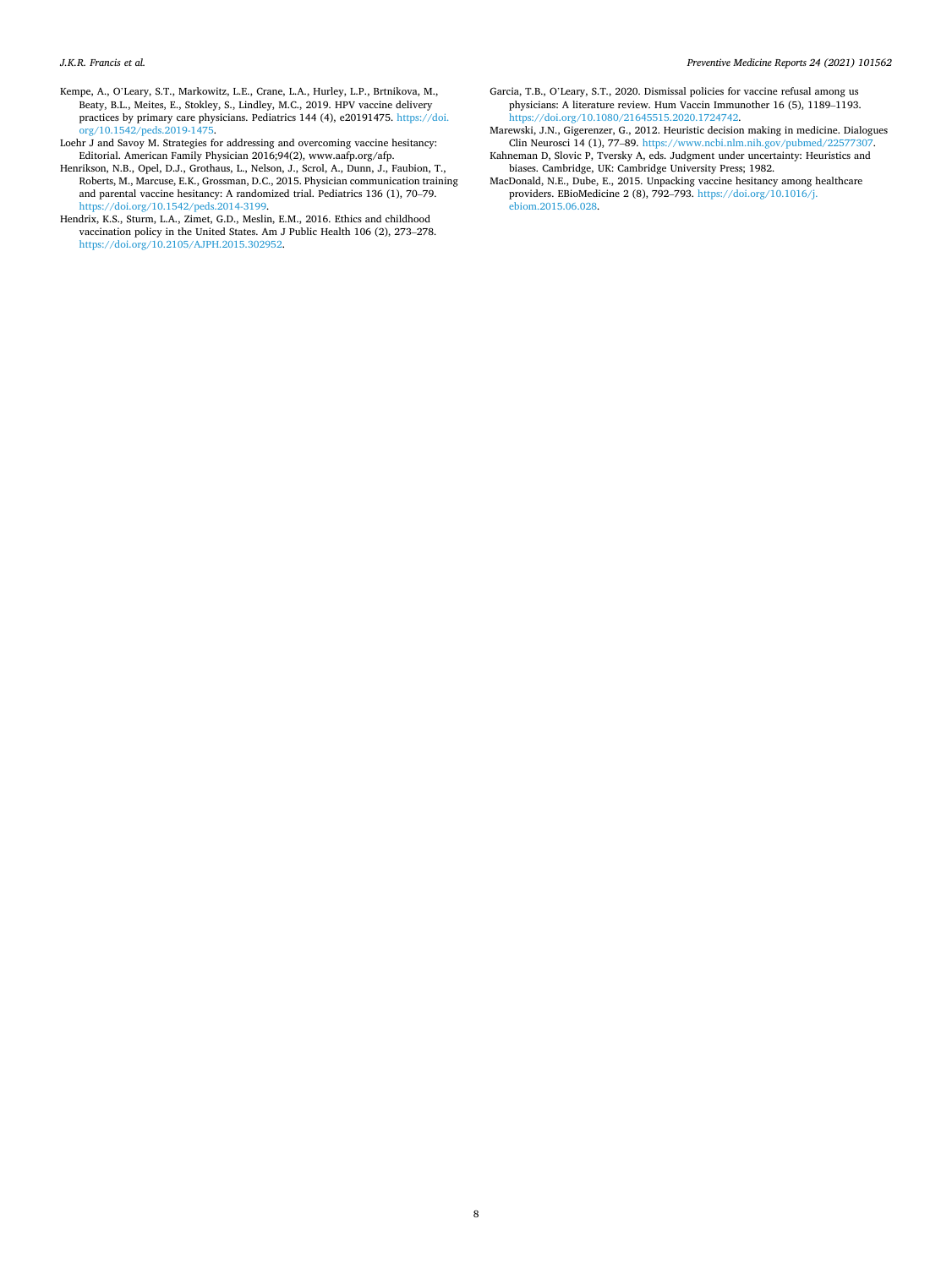Kempe, A., O'Leary, S.T., Markowitz, L.E., Crane, L.A., Hurley, L.P., Brtnikova, M., Beaty, B.L., Meites, E., Stokley, S., Lindley, M.C., 2019. HPV vaccine delivery practices by primary care physicians. Pediatrics 144 (4), e20191475. https://doi.org/10.1542/peds.2019-1475.

Loehr J and Savoy M. Strategies for addressing and overcoming vaccine hesitancy: Editorial. American Family Physician 2016;94(2), www.aafp.org/afp.

Henrikson, N.B., Opel, D.J., Grothaus, L., Nelson, J., Scrol, A., Dunn, J., Faubion, T., Roberts, M., Marcuse, E.K., Grossman, D.C., 2015. Physician communication training and parental vaccine hesitancy: A randomized trial. Pediatrics 136 (1), 70–79. https://doi.org/10.1542/peds.2014-3199.

Hendrix, K.S., Sturm, L.A., Zimet, G.D., Meslin, E.M., 2016. Ethics and childhood vaccination policy in the United States. Am J Public Health 106 (2), 273–278. https://doi.org/10.2105/AJPH.2015.302952.

Garcia, T.B., O'Leary, S.T., 2020. Dismissal policies for vaccine refusal among us physicians: A literature review. Hum Vaccin Immunother 16 (5), 1189–1193. https://doi.org/10.1080/21645515.2020.1724742.

Marewski, J.N., Gigerenzer, G., 2012. Heuristic decision making in medicine. Dialogues Clin Neurosci 14 (1), 77–89. https://www.ncbi.nlm.nih.gov/pubmed/22577307.

Kahneman D, Slovic P, Tversky A, eds. Judgment under uncertainty: Heuristics and biases. Cambridge, UK: Cambridge University Press; 1982.

MacDonald, N.E., Dube, E., 2015. Unpacking vaccine hesitancy among healthcare providers. EBioMedicine 2 (8), 792–793. https://doi.org/10.1016/j.ebiom.2015.06.028.